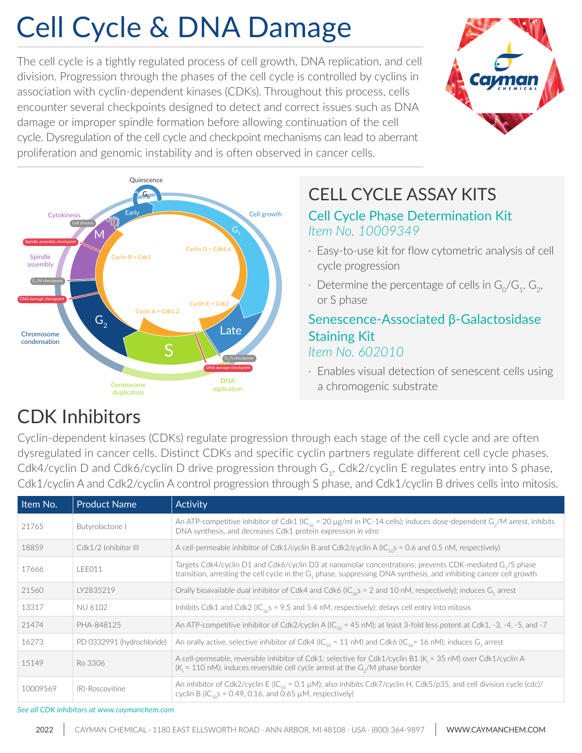# Cell Cycle & DNA Damage

The cell cycle is a tightly regulated process of cell growth, DNA replication, and cell division. Progression through the phases of the cell cycle is controlled by cyclins in association with cyclin-dependent kinases (CDKs). Throughout this process, cells encounter several checkpoints designed to detect and correct issues such as DNA damage or improper spindle formation before allowing continuation of the cell cycle. Dysregulation of the cell cycle and checkpoint mechanisms can lead to aberrant proliferation and genomic instability and is often observed in cancer cells.

## CELL CYCLE ASSAY KITS

### Cell Cycle Phase Determination Kit
*Item No. 10009349*

- Easy-to-use kit for flow cytometric analysis of cell cycle progression
- Determine the percentage of cells in $G_0$/$G_1$, $G_2$, or S phase

### Senescence-Associated β-Galactosidase Staining Kit
*Item No. 602010*

- Enables visual detection of senescent cells using a chromogenic substrate

## CDK Inhibitors

Cyclin-dependent kinases (CDKs) regulate progression through each stage of the cell cycle and are often dysregulated in cancer cells. Distinct CDKs and specific cyclin partners regulate different cell cycle phases. Cdk4/cyclin D and Cdk6/cyclin D drive progression through $G_1$, Cdk2/cyclin E regulates entry into S phase, Cdk1/cyclin A and Cdk2/cyclin A control progression through S phase, and Cdk1/cyclin B drives cells into mitosis.

| Item No. | Product Name | Activity |
|---|---|---|
| 21765 | Butyrolactone I | An ATP-competitive inhibitor of Cdk1 ($IC_{50}$ = 20 µg/ml in PC-14 cells); induces dose-dependent $G_2$/M arrest, inhibits DNA synthesis, and decreases Cdk1 protein expression *in vitro* |
| 18859 | Cdk1/2 Inhibitor III | A cell-permeable inhibitor of Cdk1/cyclin B and Cdk2/cyclin A ($IC_{50}$s = 0.6 and 0.5 nM, respectively) |
| 17666 | LEE011 | Targets Cdk4/cyclin D1 and Cdk6/cyclin D3 at nanomolar concentrations; prevents CDK-mediated $G_1$/S phase transition, arresting the cell cycle in the $G_1$ phase, suppressing DNA synthesis, and inhibiting cancer cell growth |
| 21560 | LY2835219 | Orally bioavailable dual inhibitor of Cdk4 and Cdk6 ($IC_{50}$s = 2 and 10 nM, respectively); induces $G_1$ arrest |
| 13317 | NU 6102 | Inhibits Cdk1 and Cdk2 ($IC_{50}$s = 9.5 and 5.4 nM, respectively); delays cell entry into mitosis |
| 21474 | PHA-848125 | An ATP-competitive inhibitor of Cdk2/cyclin A ($IC_{50}$ = 45 nM); at least 3-fold less potent at Cdk1, -3, -4, -5, and -7 |
| 16273 | PD 0332991 (hydrochloride) | An orally active, selective inhibitor of Cdk4 ($IC_{50}$ = 11 nM) and Cdk6 ($IC_{50}$= 16 nM); induces $G_1$ arrest |
| 15149 | Ro 3306 | A cell-permeable, reversible inhibitor of Cdk1; selective for Cdk1/cyclin B1 ($K_i$ = 35 nM) over Cdk1/cyclin A ($K_i$ = 110 nM); induces reversible cell cycle arrest at the $G_2$/M phase border |
| 10009569 | (R)-Roscovitine | An inhibitor of Cdk2/cyclin E ($IC_{50}$ = 0.1 µM); also inhibits Cdk7/cyclin H, Cdk5/p35, and cell division cycle (cdc)/cyclin B ($IC_{50}$s = 0.49, 0.16, and 0.65 µM, respectively) |

*See all CDK inhibitors at www.caymanchem.com*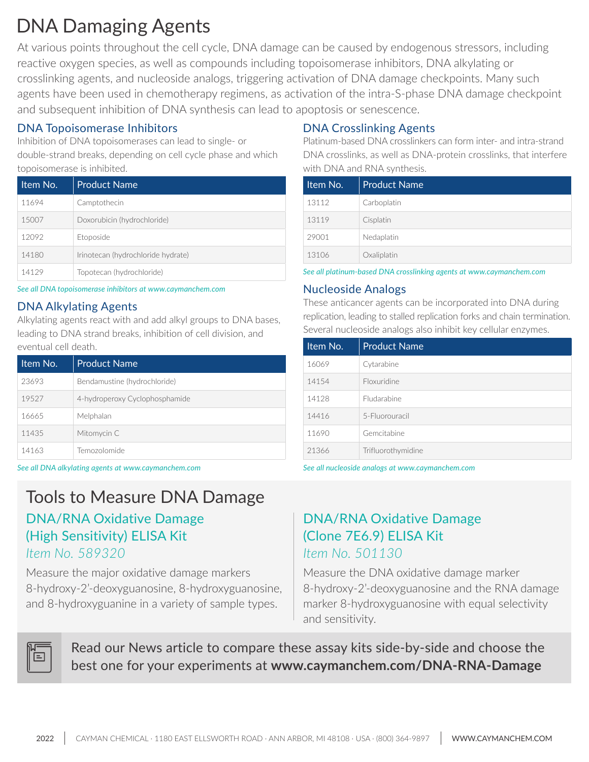# DNA Damaging Agents

At various points throughout the cell cycle, DNA damage can be caused by endogenous stressors, including reactive oxygen species, as well as compounds including topoisomerase inhibitors, DNA alkylating or crosslinking agents, and nucleoside analogs, triggering activation of DNA damage checkpoints. Many such agents have been used in chemotherapy regimens, as activation of the intra-S-phase DNA damage checkpoint and subsequent inhibition of DNA synthesis can lead to apoptosis or senescence.

## DNA Topoisomerase Inhibitors

Inhibition of DNA topoisomerases can lead to single- or double-strand breaks, depending on cell cycle phase and which topoisomerase is inhibited.

| Item No. | Product Name |
|---|---|
| 11694 | Camptothecin |
| 15007 | Doxorubicin (hydrochloride) |
| 12092 | Etoposide |
| 14180 | Irinotecan (hydrochloride hydrate) |
| 14129 | Topotecan (hydrochloride) |

*See all DNA topoisomerase inhibitors at www.caymanchem.com*

## DNA Alkylating Agents

Alkylating agents react with and add alkyl groups to DNA bases, leading to DNA strand breaks, inhibition of cell division, and eventual cell death.

| Item No. | Product Name |
|---|---|
| 23693 | Bendamustine (hydrochloride) |
| 19527 | 4-hydroperoxy Cyclophosphamide |
| 16665 | Melphalan |
| 11435 | Mitomycin C |
| 14163 | Temozolomide |

*See all DNA alkylating agents at www.caymanchem.com*

## DNA Crosslinking Agents

Platinum-based DNA crosslinkers can form inter- and intra-strand DNA crosslinks, as well as DNA-protein crosslinks, that interfere with DNA and RNA synthesis.

| Item No. | Product Name |
|---|---|
| 13112 | Carboplatin |
| 13119 | Cisplatin |
| 29001 | Nedaplatin |
| 13106 | Oxaliplatin |

*See all platinum-based DNA crosslinking agents at www.caymanchem.com*

## Nucleoside Analogs

These anticancer agents can be incorporated into DNA during replication, leading to stalled replication forks and chain termination. Several nucleoside analogs also inhibit key cellular enzymes.

| Item No. | Product Name |
|---|---|
| 16069 | Cytarabine |
| 14154 | Floxuridine |
| 14128 | Fludarabine |
| 14416 | 5-Fluorouracil |
| 11690 | Gemcitabine |
| 21366 | Trifluorothymidine |

*See all nucleoside analogs at www.caymanchem.com*

# Tools to Measure DNA Damage

## DNA/RNA Oxidative Damage (High Sensitivity) ELISA Kit

*Item No. 589320*

Measure the major oxidative damage markers 8-hydroxy-2'-deoxyguanosine, 8-hydroxyguanosine, and 8-hydroxyguanine in a variety of sample types.

## DNA/RNA Oxidative Damage (Clone 7E6.9) ELISA Kit

*Item No. 501130*

Measure the DNA oxidative damage marker 8-hydroxy-2'-deoxyguanosine and the RNA damage marker 8-hydroxyguanosine with equal selectivity and sensitivity.

Read our News article to compare these assay kits side-by-side and choose the best one for your experiments at **www.caymanchem.com/DNA-RNA-Damage**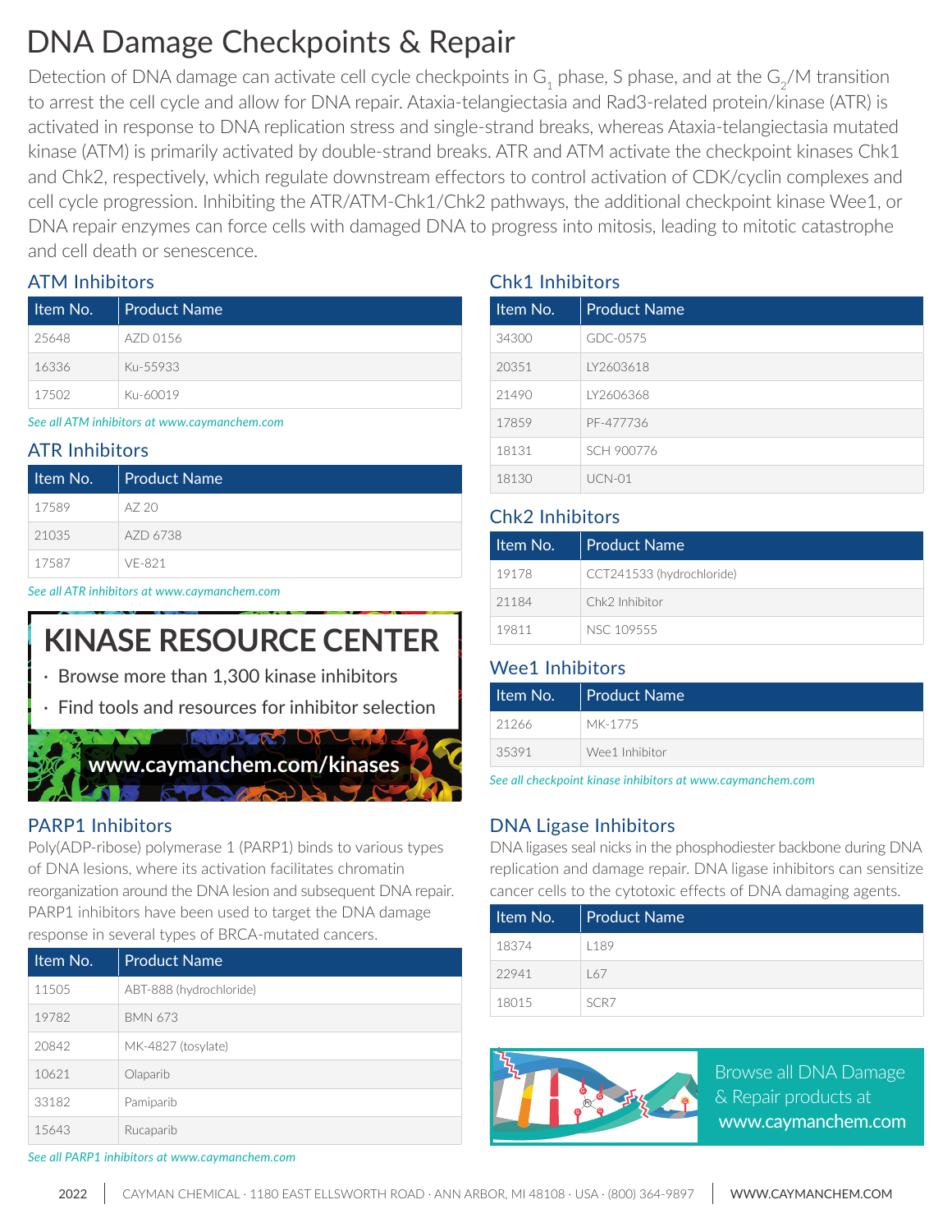# DNA Damage Checkpoints & Repair

Detection of DNA damage can activate cell cycle checkpoints in $G_1$ phase, S phase, and at the $G_2$/M transition to arrest the cell cycle and allow for DNA repair. Ataxia-telangiectasia and Rad3-related protein/kinase (ATR) is activated in response to DNA replication stress and single-strand breaks, whereas Ataxia-telangiectasia mutated kinase (ATM) is primarily activated by double-strand breaks. ATR and ATM activate the checkpoint kinases Chk1 and Chk2, respectively, which regulate downstream effectors to control activation of CDK/cyclin complexes and cell cycle progression. Inhibiting the ATR/ATM-Chk1/Chk2 pathways, the additional checkpoint kinase Wee1, or DNA repair enzymes can force cells with damaged DNA to progress into mitosis, leading to mitotic catastrophe and cell death or senescence.

## ATM Inhibitors

| Item No. | Product Name |
|---|---|
| 25648 | AZD 0156 |
| 16336 | Ku-55933 |
| 17502 | Ku-60019 |

*See all ATM inhibitors at www.caymanchem.com*

## ATR Inhibitors

| Item No. | Product Name |
|---|---|
| 17589 | AZ 20 |
| 21035 | AZD 6738 |
| 17587 | VE-821 |

*See all ATR inhibitors at www.caymanchem.com*

## KINASE RESOURCE CENTER

- Browse more than 1,300 kinase inhibitors
- Find tools and resources for inhibitor selection

**www.caymanchem.com/kinases**

## PARP1 Inhibitors

Poly(ADP-ribose) polymerase 1 (PARP1) binds to various types of DNA lesions, where its activation facilitates chromatin reorganization around the DNA lesion and subsequent DNA repair. PARP1 inhibitors have been used to target the DNA damage response in several types of BRCA-mutated cancers.

| Item No. | Product Name |
|---|---|
| 11505 | ABT-888 (hydrochloride) |
| 19782 | BMN 673 |
| 20842 | MK-4827 (tosylate) |
| 10621 | Olaparib |
| 33182 | Pamiparib |
| 15643 | Rucaparib |

*See all PARP1 inhibitors at www.caymanchem.com*

## Chk1 Inhibitors

| Item No. | Product Name |
|---|---|
| 34300 | GDC-0575 |
| 20351 | LY2603618 |
| 21490 | LY2606368 |
| 17859 | PF-477736 |
| 18131 | SCH 900776 |
| 18130 | UCN-01 |

## Chk2 Inhibitors

| Item No. | Product Name |
|---|---|
| 19178 | CCT241533 (hydrochloride) |
| 21184 | Chk2 Inhibitor |
| 19811 | NSC 109555 |

## Wee1 Inhibitors

| Item No. | Product Name |
|---|---|
| 21266 | MK-1775 |
| 35391 | Wee1 Inhibitor |

*See all checkpoint kinase inhibitors at www.caymanchem.com*

## DNA Ligase Inhibitors

DNA ligases seal nicks in the phosphodiester backbone during DNA replication and damage repair. DNA ligase inhibitors can sensitize cancer cells to the cytotoxic effects of DNA damaging agents.

| Item No. | Product Name |
|---|---|
| 18374 | L189 |
| 22941 | L67 |
| 18015 | SCR7 |

Browse all DNA Damage & Repair products at **www.caymanchem.com**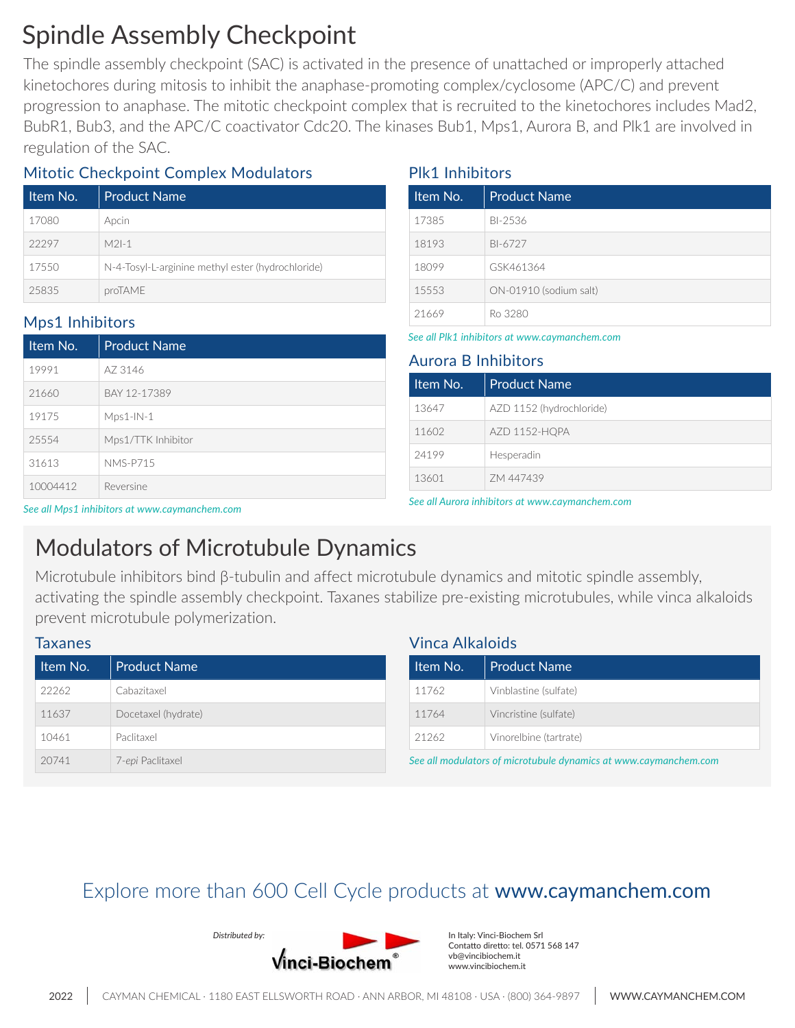# Spindle Assembly Checkpoint

The spindle assembly checkpoint (SAC) is activated in the presence of unattached or improperly attached kinetochores during mitosis to inhibit the anaphase-promoting complex/cyclosome (APC/C) and prevent progression to anaphase. The mitotic checkpoint complex that is recruited to the kinetochores includes Mad2, BubR1, Bub3, and the APC/C coactivator Cdc20. The kinases Bub1, Mps1, Aurora B, and Plk1 are involved in regulation of the SAC.

## Mitotic Checkpoint Complex Modulators

| Item No. | Product Name |
|---|---|
| 17080 | Apcin |
| 22297 | M2I-1 |
| 17550 | N-4-Tosyl-L-arginine methyl ester (hydrochloride) |
| 25835 | proTAME |

## Mps1 Inhibitors

| Item No. | Product Name |
|---|---|
| 19991 | AZ 3146 |
| 21660 | BAY 12-17389 |
| 19175 | Mps1-IN-1 |
| 25554 | Mps1/TTK Inhibitor |
| 31613 | NMS-P715 |
| 10004412 | Reversine |

*See all Mps1 inhibitors at www.caymanchem.com*

## Plk1 Inhibitors

| Item No. | Product Name |
|---|---|
| 17385 | BI-2536 |
| 18193 | BI-6727 |
| 18099 | GSK461364 |
| 15553 | ON-01910 (sodium salt) |
| 21669 | Ro 3280 |

*See all Plk1 inhibitors at www.caymanchem.com*

## Aurora B Inhibitors

| Item No. | Product Name |
|---|---|
| 13647 | AZD 1152 (hydrochloride) |
| 11602 | AZD 1152-HQPA |
| 24199 | Hesperadin |
| 13601 | ZM 447439 |

*See all Aurora inhibitors at www.caymanchem.com*

# Modulators of Microtubule Dynamics

Microtubule inhibitors bind β-tubulin and affect microtubule dynamics and mitotic spindle assembly, activating the spindle assembly checkpoint. Taxanes stabilize pre-existing microtubules, while vinca alkaloids prevent microtubule polymerization.

## Taxanes

| Item No. | Product Name |
|---|---|
| 22262 | Cabazitaxel |
| 11637 | Docetaxel (hydrate) |
| 10461 | Paclitaxel |
| 20741 | 7-*epi* Paclitaxel |

## Vinca Alkaloids

| Item No. | Product Name |
|---|---|
| 11762 | Vinblastine (sulfate) |
| 11764 | Vincristine (sulfate) |
| 21262 | Vinorelbine (tartrate) |

*See all modulators of microtubule dynamics at www.caymanchem.com*

Explore more than 600 Cell Cycle products at **www.caymanchem.com**

*Distributed by:*

Vinci-Biochem®

In Italy: Vinci-Biochem Srl
Contatto diretto: tel. 0571 568 147
vb@vincibiochem.it
www.vincibiochem.it

2022 | CAYMAN CHEMICAL · 1180 EAST ELLSWORTH ROAD · ANN ARBOR, MI 48108 · USA · (800) 364-9897 | WWW.CAYMANCHEM.COM